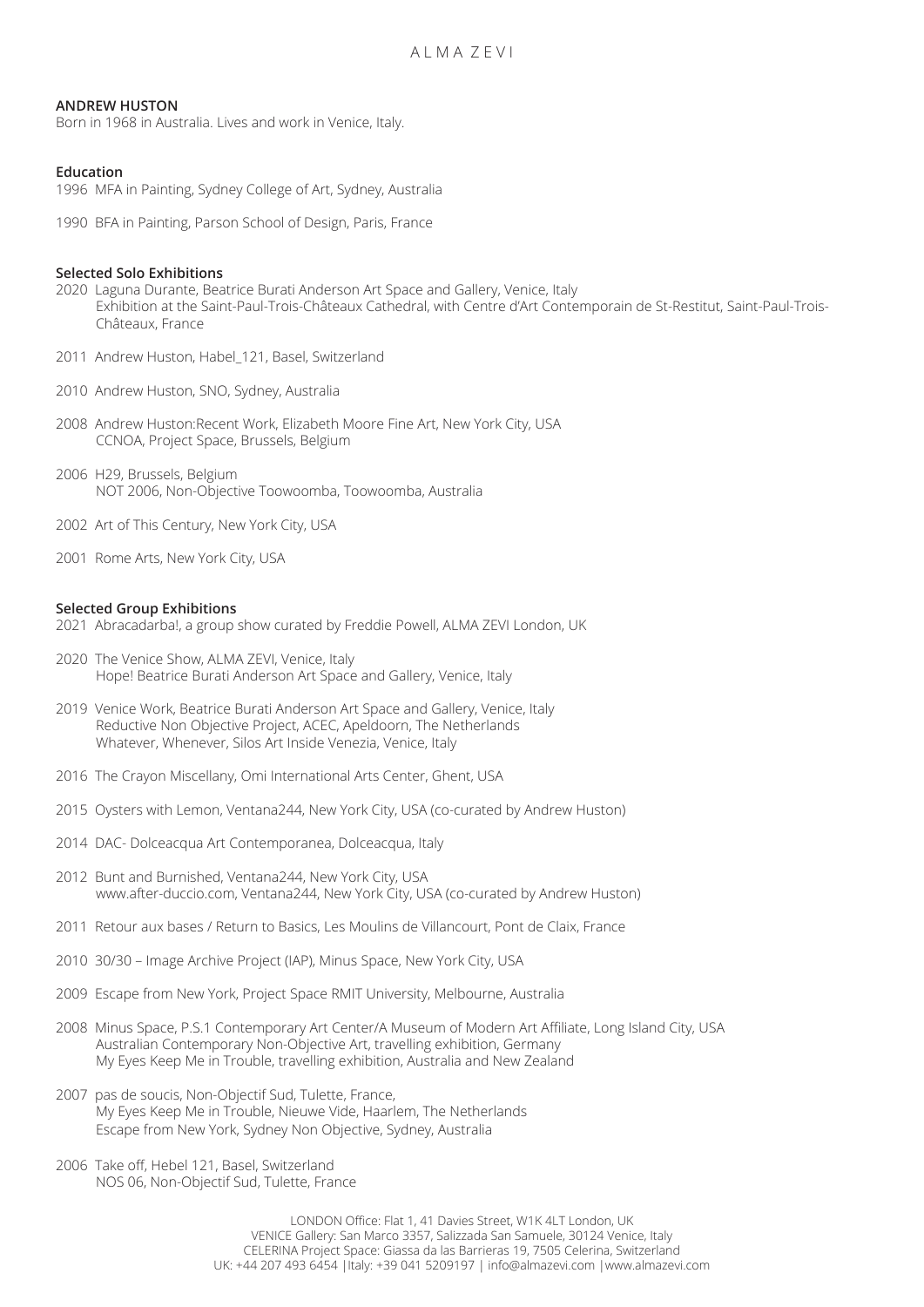# ALMA ZEVI

**ANDREW HUSTON**

Born in 1968 in Australia. Lives and work in Venice, Italy.

**Education**

1996 MFA in Painting, Sydney College of Art, Sydney, Australia

1990 BFA in Painting, Parson School of Design, Paris, France

**Selected Solo Exhibitions**

2020 Laguna Durante, Beatrice Burati Anderson Art Space and Gallery, Venice, Italy
Exhibition at the Saint-Paul-Trois-Châteaux Cathedral, with Centre d'Art Contemporain de St-Restitut, Saint-Paul-Trois-Châteaux, France

2011 Andrew Huston, Habel_121, Basel, Switzerland

2010 Andrew Huston, SNO, Sydney, Australia

2008 Andrew Huston:Recent Work, Elizabeth Moore Fine Art, New York City, USA
CCNOA, Project Space, Brussels, Belgium

2006 H29, Brussels, Belgium
NOT 2006, Non-Objective Toowoomba, Toowoomba, Australia

2002 Art of This Century, New York City, USA

2001 Rome Arts, New York City, USA

**Selected Group Exhibitions**

2021 Abracadarba!, a group show curated by Freddie Powell, ALMA ZEVI London, UK

2020 The Venice Show, ALMA ZEVI, Venice, Italy
Hope! Beatrice Burati Anderson Art Space and Gallery, Venice, Italy

2019 Venice Work, Beatrice Burati Anderson Art Space and Gallery, Venice, Italy
Reductive Non Objective Project, ACEC, Apeldoorn, The Netherlands
Whatever, Whenever, Silos Art Inside Venezia, Venice, Italy

2016 The Crayon Miscellany, Omi International Arts Center, Ghent, USA

2015 Oysters with Lemon, Ventana244, New York City, USA (co-curated by Andrew Huston)

2014 DAC- Dolceacqua Art Contemporanea, Dolceacqua, Italy

2012 Bunt and Burnished, Ventana244, New York City, USA
www.after-duccio.com, Ventana244, New York City, USA (co-curated by Andrew Huston)

2011 Retour aux bases / Return to Basics, Les Moulins de Villancourt, Pont de Claix, France

2010 30/30 – Image Archive Project (IAP), Minus Space, New York City, USA

2009 Escape from New York, Project Space RMIT University, Melbourne, Australia

2008 Minus Space, P.S.1 Contemporary Art Center/A Museum of Modern Art Affiliate, Long Island City, USA
Australian Contemporary Non-Objective Art, travelling exhibition, Germany
My Eyes Keep Me in Trouble, travelling exhibition, Australia and New Zealand

2007 pas de soucis, Non-Objectif Sud, Tulette, France,
My Eyes Keep Me in Trouble, Nieuwe Vide, Haarlem, The Netherlands
Escape from New York, Sydney Non Objective, Sydney, Australia

2006 Take off, Hebel 121, Basel, Switzerland
NOS 06, Non-Objectif Sud, Tulette, France

LONDON Office: Flat 1, 41 Davies Street, W1K 4LT London, UK
VENICE Gallery: San Marco 3357, Salizzada San Samuele, 30124 Venice, Italy
CELERINA Project Space: Giassa da las Barrieras 19, 7505 Celerina, Switzerland
UK: +44 207 493 6454 |Italy: +39 041 5209197 | info@almazevi.com |www.almazevi.com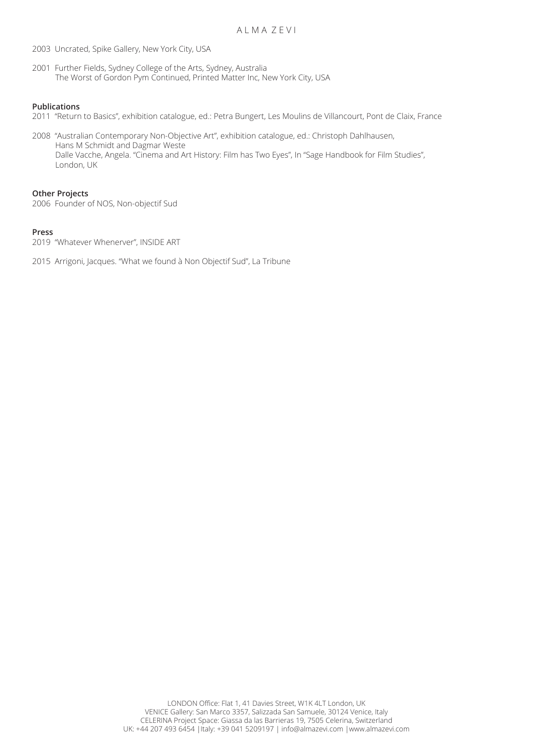2003 Uncrated, Spike Gallery, New York City, USA

2001 Further Fields, Sydney College of the Arts, Sydney, Australia
The Worst of Gordon Pym Continued, Printed Matter Inc, New York City, USA

**Publications**

2011 "Return to Basics", exhibition catalogue, ed.: Petra Bungert, Les Moulins de Villancourt, Pont de Claix, France

2008 "Australian Contemporary Non-Objective Art", exhibition catalogue, ed.: Christoph Dahlhausen, Hans M Schmidt and Dagmar Weste
Dalle Vacche, Angela. "Cinema and Art History: Film has Two Eyes", In "Sage Handbook for Film Studies", London, UK

**Other Projects**

2006 Founder of NOS, Non-objectif Sud

**Press**

2019 "Whatever Whenerver", INSIDE ART

2015 Arrigoni, Jacques. "What we found à Non Objectif Sud", La Tribune